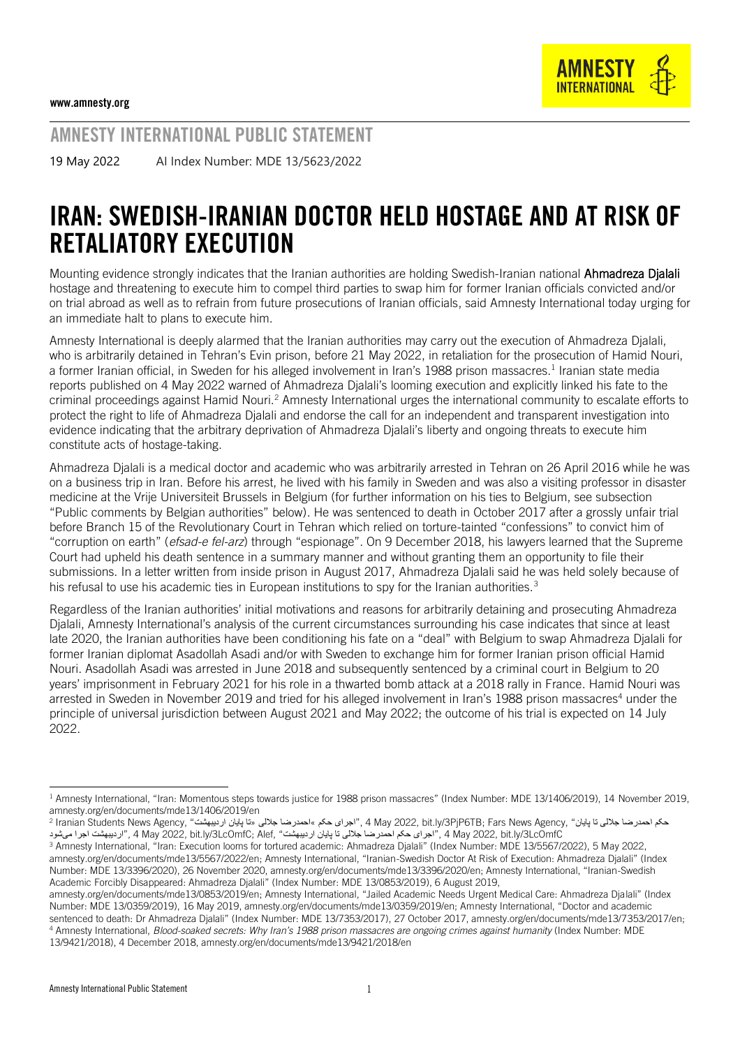www.amnesty.org

AMNESTY INTERNATIONAL PUBLIC STATEMENT

19 May 2022 AI Index Number: MDE 13/5623/2022

# IRAN: SWEDISH-IRANIAN DOCTOR HELD HOSTAGE AND AT RISK OF RETALIATORY EXECUTION

Mounting evidence strongly indicates that the Iranian authorities are holding Swedish-Iranian national **Ahmadreza Djalali** hostage and threatening to execute him to compel third parties to swap him for former Iranian officials convicted and/or on trial abroad as well as to refrain from future prosecutions of Iranian officials, said Amnesty International today urging for an immediate halt to plans to execute him.

Amnesty International is deeply alarmed that the Iranian authorities may carry out the execution of Ahmadreza Djalali, who is arbitrarily detained in Tehran's Evin prison, before 21 May 2022, in retaliation for the prosecution of Hamid Nouri, a former Iranian official, in Sweden for his alleged involvement in Iran's 1988 prison massacres.[1] Iranian state media reports published on 4 May 2022 warned of Ahmadreza Djalali's looming execution and explicitly linked his fate to the criminal proceedings against Hamid Nouri.[2] Amnesty International urges the international community to escalate efforts to protect the right to life of Ahmadreza Djalali and endorse the call for an independent and transparent investigation into evidence indicating that the arbitrary deprivation of Ahmadreza Djalali's liberty and ongoing threats to execute him constitute acts of hostage-taking.

Ahmadreza Djalali is a medical doctor and academic who was arbitrarily arrested in Tehran on 26 April 2016 while he was on a business trip in Iran. Before his arrest, he lived with his family in Sweden and was also a visiting professor in disaster medicine at the Vrije Universiteit Brussels in Belgium (for further information on his ties to Belgium, see subsection "Public comments by Belgian authorities" below). He was sentenced to death in October 2017 after a grossly unfair trial before Branch 15 of the Revolutionary Court in Tehran which relied on torture-tainted "confessions" to convict him of "corruption on earth" (*efsad-e fel-arz*) through "espionage". On 9 December 2018, his lawyers learned that the Supreme Court had upheld his death sentence in a summary manner and without granting them an opportunity to file their submissions. In a letter written from inside prison in August 2017, Ahmadreza Djalali said he was held solely because of his refusal to use his academic ties in European institutions to spy for the Iranian authorities.[3]

Regardless of the Iranian authorities' initial motivations and reasons for arbitrarily detaining and prosecuting Ahmadreza Djalali, Amnesty International's analysis of the current circumstances surrounding his case indicates that since at least late 2020, the Iranian authorities have been conditioning his fate on a "deal" with Belgium to swap Ahmadreza Djalali for former Iranian diplomat Asadollah Asadi and/or with Sweden to exchange him for former Iranian prison official Hamid Nouri. Asadollah Asadi was arrested in June 2018 and subsequently sentenced by a criminal court in Belgium to 20 years' imprisonment in February 2021 for his role in a thwarted bomb attack at a 2018 rally in France. Hamid Nouri was arrested in Sweden in November 2019 and tried for his alleged involvement in Iran's 1988 prison massacres[4] under the principle of universal jurisdiction between August 2021 and May 2022; the outcome of his trial is expected on 14 July 2022.

---

[1] Amnesty International, "Iran: Momentous steps towards justice for 1988 prison massacres" (Index Number: MDE 13/1406/2019), 14 November 2019, amnesty.org/en/documents/mde13/1406/2019/en

[2] Iranian Students News Agency, "اجرای حکم »احمدرضا جلالی «تا پایان اردیبهشت", 4 May 2022, bit.ly/3PjP6TB; Fars News Agency, "حکم احمدرضا جلالی تا پایان اردیبهشت اجرا می‌شود", 4 May 2022, bit.ly/3LcOmfC; Alef, "اجرای حکم احمدرضا جلالی تا پایان اردیبهشت", 4 May 2022, bit.ly/3LcOmfC

[3] Amnesty International, "Iran: Execution looms for tortured academic: Ahmadreza Djalali" (Index Number: MDE 13/5567/2022), 5 May 2022, amnesty.org/en/documents/mde13/5567/2022/en; Amnesty International, "Iranian-Swedish Doctor At Risk of Execution: Ahmadreza Djalali" (Index Number: MDE 13/3396/2020), 26 November 2020, amnesty.org/en/documents/mde13/3396/2020/en; Amnesty International, "Iranian-Swedish Academic Forcibly Disappeared: Ahmadreza Djalali" (Index Number: MDE 13/0853/2019), 6 August 2019, amnesty.org/en/documents/mde13/0853/2019/en; Amnesty International, "Jailed Academic Needs Urgent Medical Care: Ahmadreza Djalali" (Index Number: MDE 13/0359/2019), 16 May 2019, amnesty.org/en/documents/mde13/0359/2019/en; Amnesty International, "Doctor and academic sentenced to death: Dr Ahmadreza Djalali" (Index Number: MDE 13/7353/2017), 27 October 2017, amnesty.org/en/documents/mde13/7353/2017/en;

[4] Amnesty International, *Blood-soaked secrets: Why Iran's 1988 prison massacres are ongoing crimes against humanity* (Index Number: MDE 13/9421/2018), 4 December 2018, amnesty.org/en/documents/mde13/9421/2018/en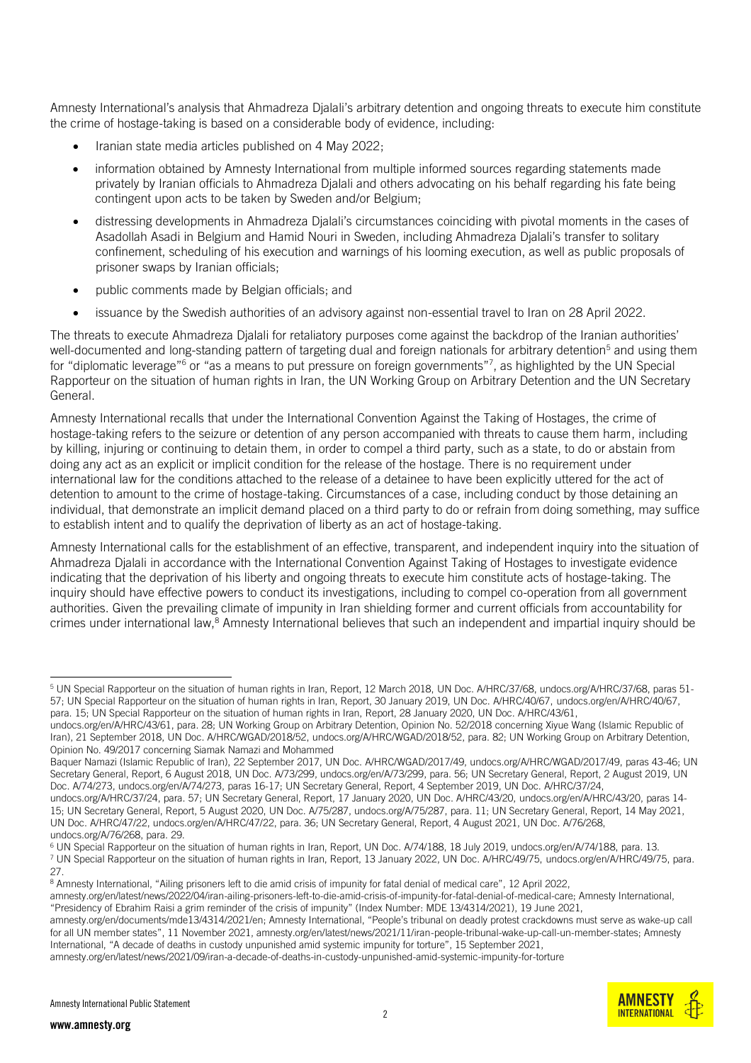Amnesty International's analysis that Ahmadreza Djalali's arbitrary detention and ongoing threats to execute him constitute the crime of hostage-taking is based on a considerable body of evidence, including:

- Iranian state media articles published on 4 May 2022;
- information obtained by Amnesty International from multiple informed sources regarding statements made privately by Iranian officials to Ahmadreza Djalali and others advocating on his behalf regarding his fate being contingent upon acts to be taken by Sweden and/or Belgium;
- distressing developments in Ahmadreza Djalali's circumstances coinciding with pivotal moments in the cases of Asadollah Asadi in Belgium and Hamid Nouri in Sweden, including Ahmadreza Djalali's transfer to solitary confinement, scheduling of his execution and warnings of his looming execution, as well as public proposals of prisoner swaps by Iranian officials;
- public comments made by Belgian officials; and
- issuance by the Swedish authorities of an advisory against non-essential travel to Iran on 28 April 2022.

The threats to execute Ahmadreza Djalali for retaliatory purposes come against the backdrop of the Iranian authorities' well-documented and long-standing pattern of targeting dual and foreign nationals for arbitrary detention[5] and using them for "diplomatic leverage"[6] or "as a means to put pressure on foreign governments"[7], as highlighted by the UN Special Rapporteur on the situation of human rights in Iran, the UN Working Group on Arbitrary Detention and the UN Secretary General.

Amnesty International recalls that under the International Convention Against the Taking of Hostages, the crime of hostage-taking refers to the seizure or detention of any person accompanied with threats to cause them harm, including by killing, injuring or continuing to detain them, in order to compel a third party, such as a state, to do or abstain from doing any act as an explicit or implicit condition for the release of the hostage. There is no requirement under international law for the conditions attached to the release of a detainee to have been explicitly uttered for the act of detention to amount to the crime of hostage-taking. Circumstances of a case, including conduct by those detaining an individual, that demonstrate an implicit demand placed on a third party to do or refrain from doing something, may suffice to establish intent and to qualify the deprivation of liberty as an act of hostage-taking.

Amnesty International calls for the establishment of an effective, transparent, and independent inquiry into the situation of Ahmadreza Djalali in accordance with the International Convention Against Taking of Hostages to investigate evidence indicating that the deprivation of his liberty and ongoing threats to execute him constitute acts of hostage-taking. The inquiry should have effective powers to conduct its investigations, including to compel co-operation from all government authorities. Given the prevailing climate of impunity in Iran shielding former and current officials from accountability for crimes under international law,[8] Amnesty International believes that such an independent and impartial inquiry should be

---

[5] UN Special Rapporteur on the situation of human rights in Iran, Report, 12 March 2018, UN Doc. A/HRC/37/68, undocs.org/A/HRC/37/68, paras 51-57; UN Special Rapporteur on the situation of human rights in Iran, Report, 30 January 2019, UN Doc. A/HRC/40/67, undocs.org/en/A/HRC/40/67, para. 15; UN Special Rapporteur on the situation of human rights in Iran, Report, 28 January 2020, UN Doc. A/HRC/43/61, undocs.org/en/A/HRC/43/61, para. 28; UN Working Group on Arbitrary Detention, Opinion No. 52/2018 concerning Xiyue Wang (Islamic Republic of Iran), 21 September 2018, UN Doc. A/HRC/WGAD/2018/52, undocs.org/A/HRC/WGAD/2018/52, para. 82; UN Working Group on Arbitrary Detention, Opinion No. 49/2017 concerning Siamak Namazi and Mohammed Baquer Namazi (Islamic Republic of Iran), 22 September 2017, UN Doc. A/HRC/WGAD/2017/49, undocs.org/A/HRC/WGAD/2017/49, paras 43-46; UN Secretary General, Report, 6 August 2018, UN Doc. A/73/299, undocs.org/en/A/73/299, para. 56; UN Secretary General, Report, 2 August 2019, UN Doc. A/74/273, undocs.org/en/A/74/273, paras 16-17; UN Secretary General, Report, 4 September 2019, UN Doc. A/HRC/37/24, undocs.org/A/HRC/37/24, para. 57; UN Secretary General, Report, 17 January 2020, UN Doc. A/HRC/43/20, undocs.org/en/A/HRC/43/20, paras 14-15; UN Secretary General, Report, 5 August 2020, UN Doc. A/75/287, undocs.org/A/75/287, para. 11; UN Secretary General, Report, 14 May 2021, UN Doc. A/HRC/47/22, undocs.org/en/A/HRC/47/22, para. 36; UN Secretary General, Report, 4 August 2021, UN Doc. A/76/268, undocs.org/A/76/268, para. 29.

[6] UN Special Rapporteur on the situation of human rights in Iran, Report, UN Doc. A/74/188, 18 July 2019, undocs.org/en/A/74/188, para. 13.

[7] UN Special Rapporteur on the situation of human rights in Iran, Report, 13 January 2022, UN Doc. A/HRC/49/75, undocs.org/en/A/HRC/49/75, para. 27.

[8] Amnesty International, "Ailing prisoners left to die amid crisis of impunity for fatal denial of medical care", 12 April 2022, amnesty.org/en/latest/news/2022/04/iran-ailing-prisoners-left-to-die-amid-crisis-of-impunity-for-fatal-denial-of-medical-care; Amnesty International, "Presidency of Ebrahim Raisi a grim reminder of the crisis of impunity" (Index Number: MDE 13/4314/2021), 19 June 2021, amnesty.org/en/documents/mde13/4314/2021/en; Amnesty International, "People's tribunal on deadly protest crackdowns must serve as wake-up call for all UN member states", 11 November 2021, amnesty.org/en/latest/news/2021/11/iran-people-tribunal-wake-up-call-un-member-states; Amnesty International, "A decade of deaths in custody unpunished amid systemic impunity for torture", 15 September 2021, amnesty.org/en/latest/news/2021/09/iran-a-decade-of-deaths-in-custody-unpunished-amid-systemic-impunity-for-torture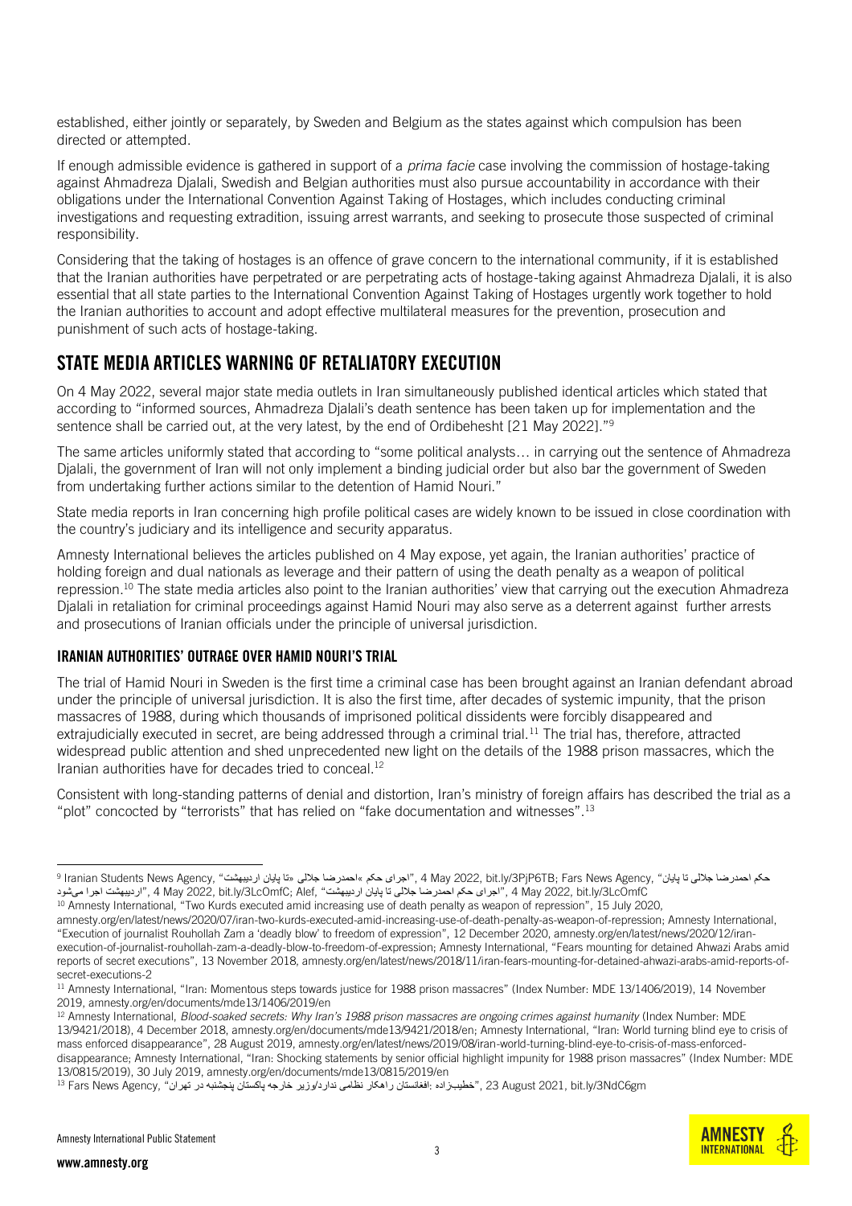established, either jointly or separately, by Sweden and Belgium as the states against which compulsion has been directed or attempted.

If enough admissible evidence is gathered in support of a *prima facie* case involving the commission of hostage-taking against Ahmadreza Djalali, Swedish and Belgian authorities must also pursue accountability in accordance with their obligations under the International Convention Against Taking of Hostages, which includes conducting criminal investigations and requesting extradition, issuing arrest warrants, and seeking to prosecute those suspected of criminal responsibility.

Considering that the taking of hostages is an offence of grave concern to the international community, if it is established that the Iranian authorities have perpetrated or are perpetrating acts of hostage-taking against Ahmadreza Djalali, it is also essential that all state parties to the International Convention Against Taking of Hostages urgently work together to hold the Iranian authorities to account and adopt effective multilateral measures for the prevention, prosecution and punishment of such acts of hostage-taking.

## STATE MEDIA ARTICLES WARNING OF RETALIATORY EXECUTION

On 4 May 2022, several major state media outlets in Iran simultaneously published identical articles which stated that according to "informed sources, Ahmadreza Djalali's death sentence has been taken up for implementation and the sentence shall be carried out, at the very latest, by the end of Ordibehesht [21 May 2022]."[9]

The same articles uniformly stated that according to "some political analysts… in carrying out the sentence of Ahmadreza Djalali, the government of Iran will not only implement a binding judicial order but also bar the government of Sweden from undertaking further actions similar to the detention of Hamid Nouri."

State media reports in Iran concerning high profile political cases are widely known to be issued in close coordination with the country's judiciary and its intelligence and security apparatus.

Amnesty International believes the articles published on 4 May expose, yet again, the Iranian authorities' practice of holding foreign and dual nationals as leverage and their pattern of using the death penalty as a weapon of political repression.[10] The state media articles also point to the Iranian authorities' view that carrying out the execution Ahmadreza Djalali in retaliation for criminal proceedings against Hamid Nouri may also serve as a deterrent against further arrests and prosecutions of Iranian officials under the principle of universal jurisdiction.

### IRANIAN AUTHORITIES' OUTRAGE OVER HAMID NOURI'S TRIAL

The trial of Hamid Nouri in Sweden is the first time a criminal case has been brought against an Iranian defendant abroad under the principle of universal jurisdiction. It is also the first time, after decades of systemic impunity, that the prison massacres of 1988, during which thousands of imprisoned political dissidents were forcibly disappeared and extrajudicially executed in secret, are being addressed through a criminal trial.[11] The trial has, therefore, attracted widespread public attention and shed unprecedented new light on the details of the 1988 prison massacres, which the Iranian authorities have for decades tried to conceal.[12]

Consistent with long-standing patterns of denial and distortion, Iran's ministry of foreign affairs has described the trial as a "plot" concocted by "terrorists" that has relied on "fake documentation and witnesses".[13]

---

[9] Iranian Students News Agency, "اجرای حکم »احمدرضا جلالی »تا پایان اردیبهشت", 4 May 2022, bit.ly/3PjP6TB; Fars News Agency, "حکم احمدرضا جلالی تا پایان اردیبهشت اجرا می‌شود", 4 May 2022, bit.ly/3LcOmfC; Alef, "اجرای حکم احمدرضا جلالی تا پایان اردیبهشت", 4 May 2022, bit.ly/3LcOmfC

[10] Amnesty International, "Two Kurds executed amid increasing use of death penalty as weapon of repression", 15 July 2020, amnesty.org/en/latest/news/2020/07/iran-two-kurds-executed-amid-increasing-use-of-death-penalty-as-weapon-of-repression; Amnesty International, "Execution of journalist Rouhollah Zam a 'deadly blow' to freedom of expression", 12 December 2020, amnesty.org/en/latest/news/2020/12/iran-execution-of-journalist-rouhollah-zam-a-deadly-blow-to-freedom-of-expression; Amnesty International, "Fears mounting for detained Ahwazi Arabs amid reports of secret executions", 13 November 2018, amnesty.org/en/latest/news/2018/11/iran-fears-mounting-for-detained-ahwazi-arabs-amid-reports-of-secret-executions-2

[11] Amnesty International, "Iran: Momentous steps towards justice for 1988 prison massacres" (Index Number: MDE 13/1406/2019), 14 November 2019, amnesty.org/en/documents/mde13/1406/2019/en

[12] Amnesty International, *Blood-soaked secrets: Why Iran's 1988 prison massacres are ongoing crimes against humanity* (Index Number: MDE 13/9421/2018), 4 December 2018, amnesty.org/en/documents/mde13/9421/2018/en; Amnesty International, "Iran: World turning blind eye to crisis of mass enforced disappearance", 28 August 2019, amnesty.org/en/latest/news/2019/08/iran-world-turning-blind-eye-to-crisis-of-mass-enforced-disappearance; Amnesty International, "Iran: Shocking statements by senior official highlight impunity for 1988 prison massacres" (Index Number: MDE 13/0815/2019), 30 July 2019, amnesty.org/en/documents/mde13/0815/2019/en

[13] Fars News Agency, "خطیب‌زاده :افغانستان راهکار نظامی ندارد/وزیر خارجه پاکستان پنجشنبه در تهران", 23 August 2021, bit.ly/3NdC6gm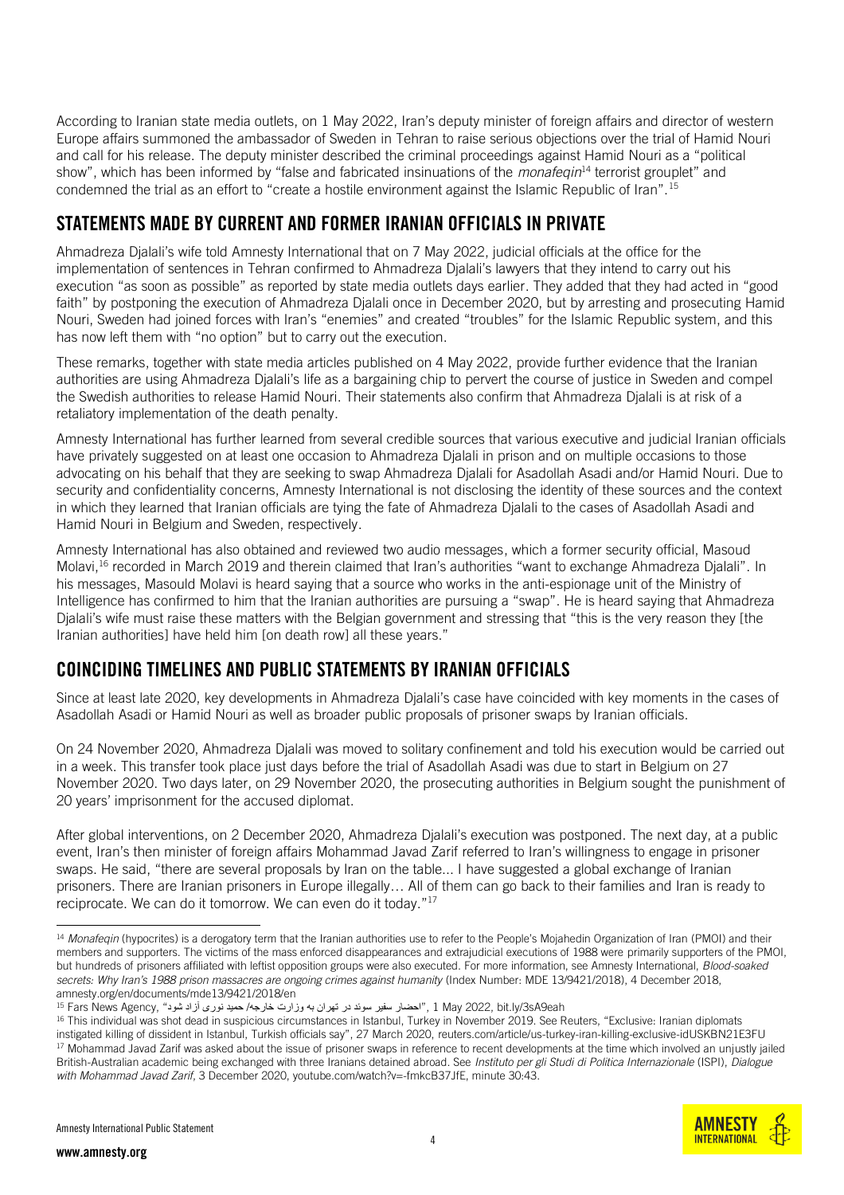According to Iranian state media outlets, on 1 May 2022, Iran's deputy minister of foreign affairs and director of western Europe affairs summoned the ambassador of Sweden in Tehran to raise serious objections over the trial of Hamid Nouri and call for his release. The deputy minister described the criminal proceedings against Hamid Nouri as a "political show", which has been informed by "false and fabricated insinuations of the *monafeqin*[14] terrorist grouplet" and condemned the trial as an effort to "create a hostile environment against the Islamic Republic of Iran".[15]

## STATEMENTS MADE BY CURRENT AND FORMER IRANIAN OFFICIALS IN PRIVATE

Ahmadreza Djalali's wife told Amnesty International that on 7 May 2022, judicial officials at the office for the implementation of sentences in Tehran confirmed to Ahmadreza Djalali's lawyers that they intend to carry out his execution "as soon as possible" as reported by state media outlets days earlier. They added that they had acted in "good faith" by postponing the execution of Ahmadreza Djalali once in December 2020, but by arresting and prosecuting Hamid Nouri, Sweden had joined forces with Iran's "enemies" and created "troubles" for the Islamic Republic system, and this has now left them with "no option" but to carry out the execution.

These remarks, together with state media articles published on 4 May 2022, provide further evidence that the Iranian authorities are using Ahmadreza Djalali's life as a bargaining chip to pervert the course of justice in Sweden and compel the Swedish authorities to release Hamid Nouri. Their statements also confirm that Ahmadreza Djalali is at risk of a retaliatory implementation of the death penalty.

Amnesty International has further learned from several credible sources that various executive and judicial Iranian officials have privately suggested on at least one occasion to Ahmadreza Djalali in prison and on multiple occasions to those advocating on his behalf that they are seeking to swap Ahmadreza Djalali for Asadollah Asadi and/or Hamid Nouri. Due to security and confidentiality concerns, Amnesty International is not disclosing the identity of these sources and the context in which they learned that Iranian officials are tying the fate of Ahmadreza Djalali to the cases of Asadollah Asadi and Hamid Nouri in Belgium and Sweden, respectively.

Amnesty International has also obtained and reviewed two audio messages, which a former security official, Masoud Molavi,[16] recorded in March 2019 and therein claimed that Iran's authorities "want to exchange Ahmadreza Djalali". In his messages, Masould Molavi is heard saying that a source who works in the anti-espionage unit of the Ministry of Intelligence has confirmed to him that the Iranian authorities are pursuing a "swap". He is heard saying that Ahmadreza Djalali's wife must raise these matters with the Belgian government and stressing that "this is the very reason they [the Iranian authorities] have held him [on death row] all these years."

## COINCIDING TIMELINES AND PUBLIC STATEMENTS BY IRANIAN OFFICIALS

Since at least late 2020, key developments in Ahmadreza Djalali's case have coincided with key moments in the cases of Asadollah Asadi or Hamid Nouri as well as broader public proposals of prisoner swaps by Iranian officials.

On 24 November 2020, Ahmadreza Djalali was moved to solitary confinement and told his execution would be carried out in a week. This transfer took place just days before the trial of Asadollah Asadi was due to start in Belgium on 27 November 2020. Two days later, on 29 November 2020, the prosecuting authorities in Belgium sought the punishment of 20 years' imprisonment for the accused diplomat.

After global interventions, on 2 December 2020, Ahmadreza Djalali's execution was postponed. The next day, at a public event, Iran's then minister of foreign affairs Mohammad Javad Zarif referred to Iran's willingness to engage in prisoner swaps. He said, "there are several proposals by Iran on the table... I have suggested a global exchange of Iranian prisoners. There are Iranian prisoners in Europe illegally… All of them can go back to their families and Iran is ready to reciprocate. We can do it tomorrow. We can even do it today."[17]

---

[14] *Monafeqin* (hypocrites) is a derogatory term that the Iranian authorities use to refer to the People's Mojahedin Organization of Iran (PMOI) and their members and supporters. The victims of the mass enforced disappearances and extrajudicial executions of 1988 were primarily supporters of the PMOI, but hundreds of prisoners affiliated with leftist opposition groups were also executed. For more information, see Amnesty International, *Blood-soaked secrets: Why Iran's 1988 prison massacres are ongoing crimes against humanity* (Index Number: MDE 13/9421/2018), 4 December 2018, amnesty.org/en/documents/mde13/9421/2018/en

[15] Fars News Agency, "احضار سفیر سوئد در تهران به وزارت خارجه/ حمید نوری آزاد شود", 1 May 2022, bit.ly/3sA9eah

[16] This individual was shot dead in suspicious circumstances in Istanbul, Turkey in November 2019. See Reuters, "Exclusive: Iranian diplomats instigated killing of dissident in Istanbul, Turkish officials say", 27 March 2020, reuters.com/article/us-turkey-iran-killing-exclusive-idUSKBN21E3FU

[17] Mohammad Javad Zarif was asked about the issue of prisoner swaps in reference to recent developments at the time which involved an unjustly jailed British-Australian academic being exchanged with three Iranians detained abroad. See *Instituto per gli Studi di Politica Internazionale* (ISPI), *Dialogue with Mohammad Javad Zarif*, 3 December 2020, youtube.com/watch?v=-fmkcB37JfE, minute 30:43.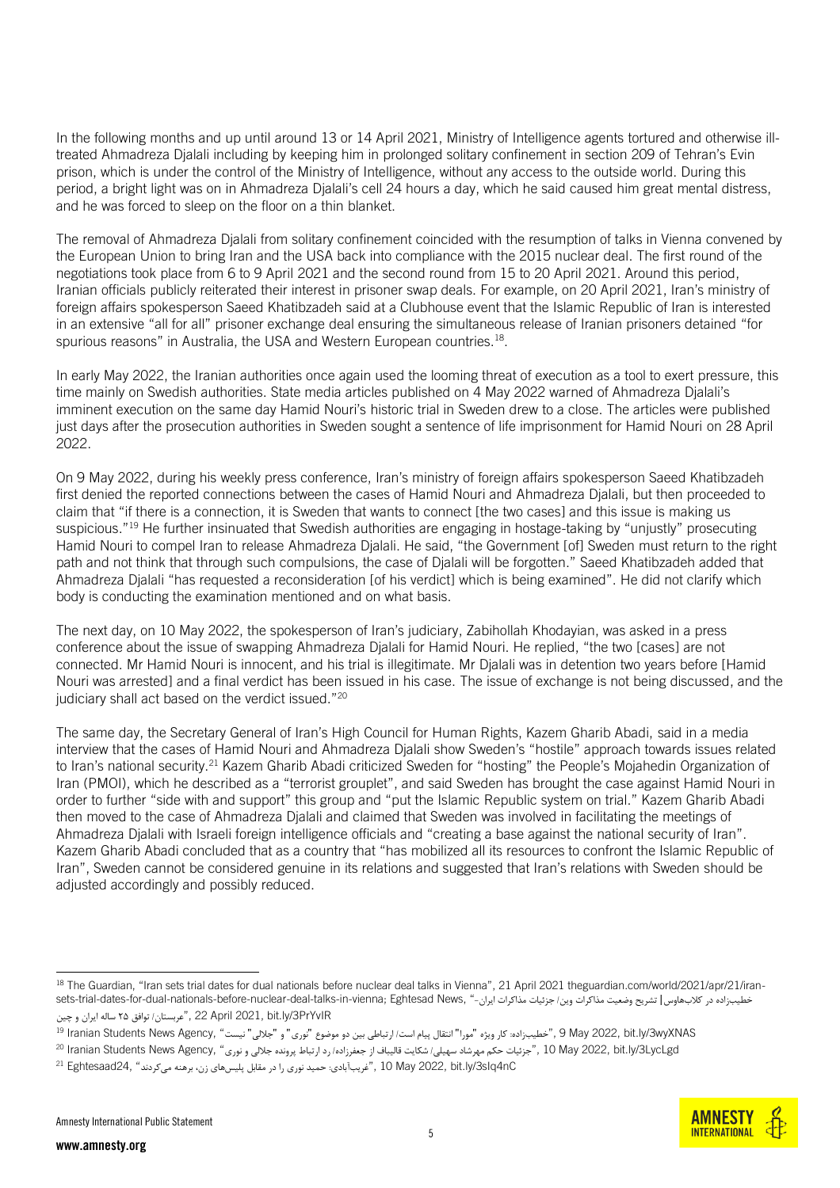In the following months and up until around 13 or 14 April 2021, Ministry of Intelligence agents tortured and otherwise ill-treated Ahmadreza Djalali including by keeping him in prolonged solitary confinement in section 209 of Tehran's Evin prison, which is under the control of the Ministry of Intelligence, without any access to the outside world. During this period, a bright light was on in Ahmadreza Djalali's cell 24 hours a day, which he said caused him great mental distress, and he was forced to sleep on the floor on a thin blanket.

The removal of Ahmadreza Djalali from solitary confinement coincided with the resumption of talks in Vienna convened by the European Union to bring Iran and the USA back into compliance with the 2015 nuclear deal. The first round of the negotiations took place from 6 to 9 April 2021 and the second round from 15 to 20 April 2021. Around this period, Iranian officials publicly reiterated their interest in prisoner swap deals. For example, on 20 April 2021, Iran's ministry of foreign affairs spokesperson Saeed Khatibzadeh said at a Clubhouse event that the Islamic Republic of Iran is interested in an extensive "all for all" prisoner exchange deal ensuring the simultaneous release of Iranian prisoners detained "for spurious reasons" in Australia, the USA and Western European countries.[18].

In early May 2022, the Iranian authorities once again used the looming threat of execution as a tool to exert pressure, this time mainly on Swedish authorities. State media articles published on 4 May 2022 warned of Ahmadreza Djalali's imminent execution on the same day Hamid Nouri's historic trial in Sweden drew to a close. The articles were published just days after the prosecution authorities in Sweden sought a sentence of life imprisonment for Hamid Nouri on 28 April 2022.

On 9 May 2022, during his weekly press conference, Iran's ministry of foreign affairs spokesperson Saeed Khatibzadeh first denied the reported connections between the cases of Hamid Nouri and Ahmadreza Djalali, but then proceeded to claim that "if there is a connection, it is Sweden that wants to connect [the two cases] and this issue is making us suspicious."[19] He further insinuated that Swedish authorities are engaging in hostage-taking by "unjustly" prosecuting Hamid Nouri to compel Iran to release Ahmadreza Djalali. He said, "the Government [of] Sweden must return to the right path and not think that through such compulsions, the case of Djalali will be forgotten." Saeed Khatibzadeh added that Ahmadreza Djalali "has requested a reconsideration [of his verdict] which is being examined". He did not clarify which body is conducting the examination mentioned and on what basis.

The next day, on 10 May 2022, the spokesperson of Iran's judiciary, Zabihollah Khodayian, was asked in a press conference about the issue of swapping Ahmadreza Djalali for Hamid Nouri. He replied, "the two [cases] are not connected. Mr Hamid Nouri is innocent, and his trial is illegitimate. Mr Djalali was in detention two years before [Hamid Nouri was arrested] and a final verdict has been issued in his case. The issue of exchange is not being discussed, and the judiciary shall act based on the verdict issued."[20]

The same day, the Secretary General of Iran's High Council for Human Rights, Kazem Gharib Abadi, said in a media interview that the cases of Hamid Nouri and Ahmadreza Djalali show Sweden's "hostile" approach towards issues related to Iran's national security.[21] Kazem Gharib Abadi criticized Sweden for "hosting" the People's Mojahedin Organization of Iran (PMOI), which he described as a "terrorist grouplet", and said Sweden has brought the case against Hamid Nouri in order to further "side with and support" this group and "put the Islamic Republic system on trial." Kazem Gharib Abadi then moved to the case of Ahmadreza Djalali and claimed that Sweden was involved in facilitating the meetings of Ahmadreza Djalali with Israeli foreign intelligence officials and "creating a base against the national security of Iran". Kazem Gharib Abadi concluded that as a country that "has mobilized all its resources to confront the Islamic Republic of Iran", Sweden cannot be considered genuine in its relations and suggested that Iran's relations with Sweden should be adjusted accordingly and possibly reduced.

---

[18] The Guardian, "Iran sets trial dates for dual nationals before nuclear deal talks in Vienna", 21 April 2021 theguardian.com/world/2021/apr/21/iran-sets-trial-dates-for-dual-nationals-before-nuclear-deal-talks-in-vienna; Eghtesad News, "خطیب‌زاده در کلاب‌هاوس| تشریح وضعیت مذاکرات وین/ جزئیات مذاکرات ایران-عربستان/ توافق ۲۵ ساله ایران و چین", 22 April 2021, bit.ly/3PrYvlR

[19] Iranian Students News Agency, "خطیب‌زاده: کار ویژه "مورا" انتقال پیام است/ ارتباطی بین دو موضوع "نوری" و "جلالی" نیست", 9 May 2022, bit.ly/3wyXNAS

[20] Iranian Students News Agency, "جزئیات حکم مهرشاد سهیلی/ شکایت قالیباف از جعفرزاده/ رد ارتباط پرونده جلالی و نوری", 10 May 2022, bit.ly/3LycLgd

[21] Eghtesaad24, "غریب‌آبادی: حمید نوری را در مقابل پلیس‌های زن، برهنه می‌کردند", 10 May 2022, bit.ly/3sIq4nC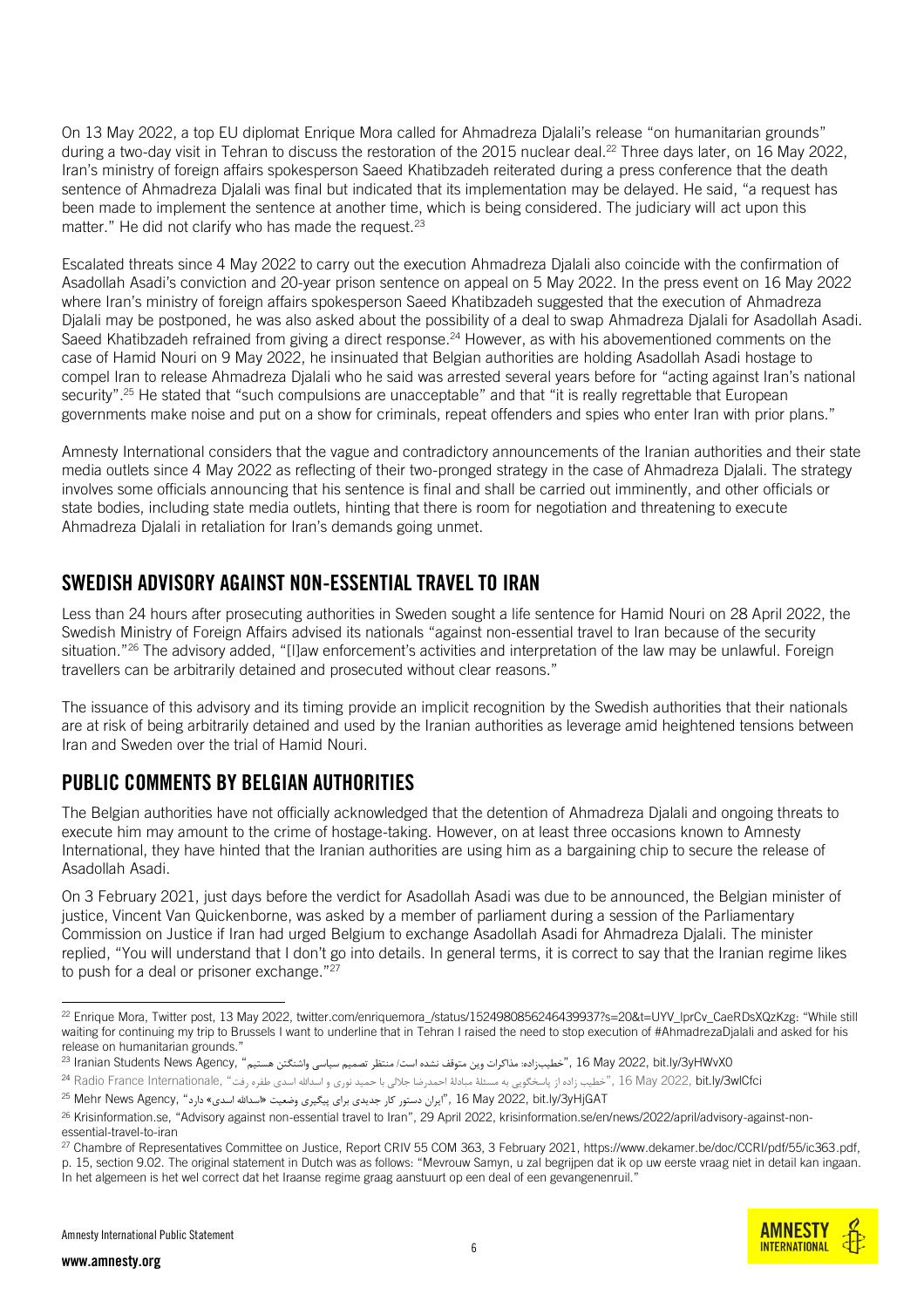On 13 May 2022, a top EU diplomat Enrique Mora called for Ahmadreza Djalali's release "on humanitarian grounds" during a two-day visit in Tehran to discuss the restoration of the 2015 nuclear deal.[22] Three days later, on 16 May 2022, Iran's ministry of foreign affairs spokesperson Saeed Khatibzadeh reiterated during a press conference that the death sentence of Ahmadreza Djalali was final but indicated that its implementation may be delayed. He said, "a request has been made to implement the sentence at another time, which is being considered. The judiciary will act upon this matter." He did not clarify who has made the request.[23]

Escalated threats since 4 May 2022 to carry out the execution Ahmadreza Djalali also coincide with the confirmation of Asadollah Asadi's conviction and 20-year prison sentence on appeal on 5 May 2022. In the press event on 16 May 2022 where Iran's ministry of foreign affairs spokesperson Saeed Khatibzadeh suggested that the execution of Ahmadreza Djalali may be postponed, he was also asked about the possibility of a deal to swap Ahmadreza Djalali for Asadollah Asadi. Saeed Khatibzadeh refrained from giving a direct response.[24] However, as with his abovementioned comments on the case of Hamid Nouri on 9 May 2022, he insinuated that Belgian authorities are holding Asadollah Asadi hostage to compel Iran to release Ahmadreza Djalali who he said was arrested several years before for "acting against Iran's national security".[25] He stated that "such compulsions are unacceptable" and that "it is really regrettable that European governments make noise and put on a show for criminals, repeat offenders and spies who enter Iran with prior plans."

Amnesty International considers that the vague and contradictory announcements of the Iranian authorities and their state media outlets since 4 May 2022 as reflecting of their two-pronged strategy in the case of Ahmadreza Djalali. The strategy involves some officials announcing that his sentence is final and shall be carried out imminently, and other officials or state bodies, including state media outlets, hinting that there is room for negotiation and threatening to execute Ahmadreza Djalali in retaliation for Iran's demands going unmet.

## SWEDISH ADVISORY AGAINST NON-ESSENTIAL TRAVEL TO IRAN

Less than 24 hours after prosecuting authorities in Sweden sought a life sentence for Hamid Nouri on 28 April 2022, the Swedish Ministry of Foreign Affairs advised its nationals "against non-essential travel to Iran because of the security situation."[26] The advisory added, "[l]aw enforcement's activities and interpretation of the law may be unlawful. Foreign travellers can be arbitrarily detained and prosecuted without clear reasons."

The issuance of this advisory and its timing provide an implicit recognition by the Swedish authorities that their nationals are at risk of being arbitrarily detained and used by the Iranian authorities as leverage amid heightened tensions between Iran and Sweden over the trial of Hamid Nouri.

## PUBLIC COMMENTS BY BELGIAN AUTHORITIES

The Belgian authorities have not officially acknowledged that the detention of Ahmadreza Djalali and ongoing threats to execute him may amount to the crime of hostage-taking. However, on at least three occasions known to Amnesty International, they have hinted that the Iranian authorities are using him as a bargaining chip to secure the release of Asadollah Asadi.

On 3 February 2021, just days before the verdict for Asadollah Asadi was due to be announced, the Belgian minister of justice, Vincent Van Quickenborne, was asked by a member of parliament during a session of the Parliamentary Commission on Justice if Iran had urged Belgium to exchange Asadollah Asadi for Ahmadreza Djalali. The minister replied, "You will understand that I don't go into details. In general terms, it is correct to say that the Iranian regime likes to push for a deal or prisoner exchange."[27]

---

[22] Enrique Mora, Twitter post, 13 May 2022, twitter.com/enriquemora_/status/1524980856246439937?s=20&t=UYV_lprCv_CaeRDsXQzKzg: "While still waiting for continuing my trip to Brussels I want to underline that in Tehran I raised the need to stop execution of #AhmadrezaDjalali and asked for his release on humanitarian grounds."

[23] Iranian Students News Agency, "خطیب‌زاده: مذاکرات وین متوقف نشده است/ منتظر تصمیم سیاسی واشنگتن هستیم", 16 May 2022, bit.ly/3yHWvX0

[24] Radio France Internationale, "خطیب زاده از پاسخگویی به مسئلهٔ مبادلهٔ احمدرضا جلالی با حمید نوری و اسدالله اسدی طفره رفت", 16 May 2022, bit.ly/3wlCfci

[25] Mehr News Agency, "ایران دستور کار جدیدی برای پیگیری وضعیت «اسدالله اسدی» دارد", 16 May 2022, bit.ly/3yHjGAT

[26] Krisinformation.se, "Advisory against non-essential travel to Iran", 29 April 2022, krisinformation.se/en/news/2022/april/advisory-against-non-essential-travel-to-iran

[27] Chambre of Representatives Committee on Justice, Report CRIV 55 COM 363, 3 February 2021, https://www.dekamer.be/doc/CCRI/pdf/55/ic363.pdf, p. 15, section 9.02. The original statement in Dutch was as follows: "Mevrouw Samyn, u zal begrijpen dat ik op uw eerste vraag niet in detail kan ingaan. In het algemeen is het wel correct dat het Iraanse regime graag aanstuurt op een deal of een gevangenenruil."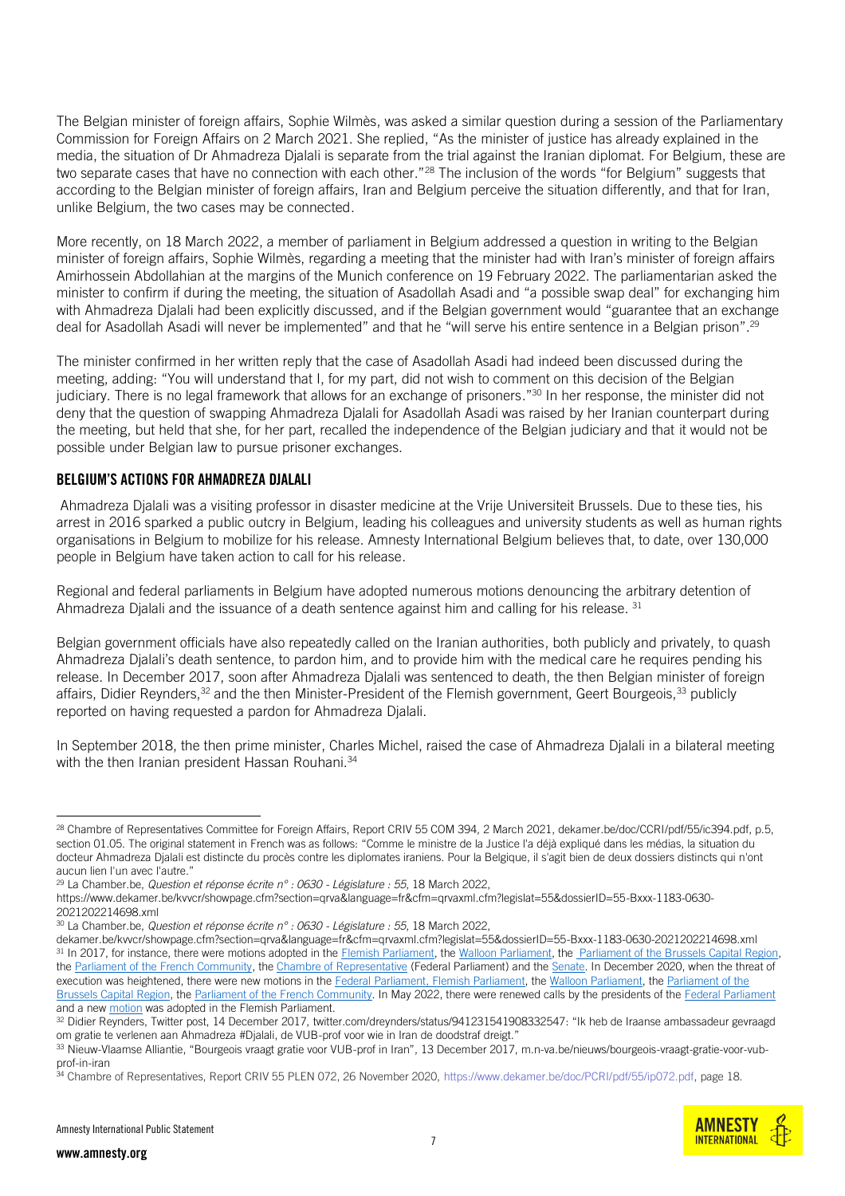The Belgian minister of foreign affairs, Sophie Wilmès, was asked a similar question during a session of the Parliamentary Commission for Foreign Affairs on 2 March 2021. She replied, "As the minister of justice has already explained in the media, the situation of Dr Ahmadreza Djalali is separate from the trial against the Iranian diplomat. For Belgium, these are two separate cases that have no connection with each other."[28] The inclusion of the words "for Belgium" suggests that according to the Belgian minister of foreign affairs, Iran and Belgium perceive the situation differently, and that for Iran, unlike Belgium, the two cases may be connected.

More recently, on 18 March 2022, a member of parliament in Belgium addressed a question in writing to the Belgian minister of foreign affairs, Sophie Wilmès, regarding a meeting that the minister had with Iran's minister of foreign affairs Amirhossein Abdollahian at the margins of the Munich conference on 19 February 2022. The parliamentarian asked the minister to confirm if during the meeting, the situation of Asadollah Asadi and "a possible swap deal" for exchanging him with Ahmadreza Djalali had been explicitly discussed, and if the Belgian government would "guarantee that an exchange deal for Asadollah Asadi will never be implemented" and that he "will serve his entire sentence in a Belgian prison".[29]

The minister confirmed in her written reply that the case of Asadollah Asadi had indeed been discussed during the meeting, adding: "You will understand that I, for my part, did not wish to comment on this decision of the Belgian judiciary. There is no legal framework that allows for an exchange of prisoners."[30] In her response, the minister did not deny that the question of swapping Ahmadreza Djalali for Asadollah Asadi was raised by her Iranian counterpart during the meeting, but held that she, for her part, recalled the independence of the Belgian judiciary and that it would not be possible under Belgian law to pursue prisoner exchanges.

## BELGIUM'S ACTIONS FOR AHMADREZA DJALALI

Ahmadreza Djalali was a visiting professor in disaster medicine at the Vrije Universiteit Brussels. Due to these ties, his arrest in 2016 sparked a public outcry in Belgium, leading his colleagues and university students as well as human rights organisations in Belgium to mobilize for his release. Amnesty International Belgium believes that, to date, over 130,000 people in Belgium have taken action to call for his release.

Regional and federal parliaments in Belgium have adopted numerous motions denouncing the arbitrary detention of Ahmadreza Djalali and the issuance of a death sentence against him and calling for his release. [31]

Belgian government officials have also repeatedly called on the Iranian authorities, both publicly and privately, to quash Ahmadreza Djalali's death sentence, to pardon him, and to provide him with the medical care he requires pending his release. In December 2017, soon after Ahmadreza Djalali was sentenced to death, the then Belgian minister of foreign affairs, Didier Reynders,[32] and the then Minister-President of the Flemish government, Geert Bourgeois,[33] publicly reported on having requested a pardon for Ahmadreza Djalali.

In September 2018, the then prime minister, Charles Michel, raised the case of Ahmadreza Djalali in a bilateral meeting with the then Iranian president Hassan Rouhani.[34]

---

[28] Chambre of Representatives Committee for Foreign Affairs, Report CRIV 55 COM 394, 2 March 2021, dekamer.be/doc/CCRI/pdf/55/ic394.pdf, p.5, section 01.05. The original statement in French was as follows: "Comme le ministre de la Justice l'a déjà expliqué dans les médias, la situation du docteur Ahmadreza Djalali est distincte du procès contre les diplomates iraniens. Pour la Belgique, il s'agit bien de deux dossiers distincts qui n'ont aucun lien l'un avec l'autre."

[29] La Chamber.be, *Question et réponse écrite n° : 0630 - Législature : 55*, 18 March 2022, https://www.dekamer.be/kvvcr/showpage.cfm?section=qrva&language=fr&cfm=qrvaxml.cfm?legislat=55&dossierID=55-Bxxx-1183-0630-2021202214698.xml

[30] La Chamber.be, *Question et réponse écrite n° : 0630 - Législature : 55*, 18 March 2022, dekamer.be/kvvcr/showpage.cfm?section=qrva&language=fr&cfm=qrvaxml.cfm?legislat=55&dossierID=55-Bxxx-1183-0630-2021202214698.xml

[31] In 2017, for instance, there were motions adopted in the Flemish Parliament, the Walloon Parliament, the Parliament of the Brussels Capital Region, the Parliament of the French Community, the Chambre of Representative (Federal Parliament) and the Senate. In December 2020, when the threat of execution was heightened, there were new motions in the Federal Parliament, Flemish Parliament, the Walloon Parliament, the Parliament of the Brussels Capital Region, the Parliament of the French Community. In May 2022, there were renewed calls by the presidents of the Federal Parliament and a new motion was adopted in the Flemish Parliament.

[32] Didier Reynders, Twitter post, 14 December 2017, twitter.com/dreynders/status/941231541908332547: "Ik heb de Iraanse ambassadeur gevraagd om gratie te verlenen aan Ahmadreza #Djalali, de VUB-prof voor wie in Iran de doodstraf dreigt."

[33] Nieuw-Vlaamse Alliantie, "Bourgeois vraagt gratie voor VUB-prof in Iran", 13 December 2017, m.n-va.be/nieuws/bourgeois-vraagt-gratie-voor-vub-prof-in-iran

[34] Chambre of Representatives, Report CRIV 55 PLEN 072, 26 November 2020, https://www.dekamer.be/doc/PCRI/pdf/55/ip072.pdf, page 18.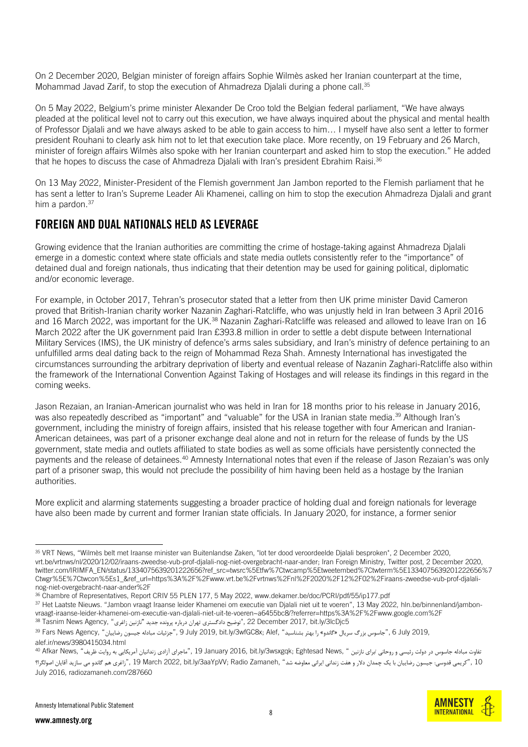On 2 December 2020, Belgian minister of foreign affairs Sophie Wilmès asked her Iranian counterpart at the time, Mohammad Javad Zarif, to stop the execution of Ahmadreza Djalali during a phone call.[35]

On 5 May 2022, Belgium's prime minister Alexander De Croo told the Belgian federal parliament, "We have always pleaded at the political level not to carry out this execution, we have always inquired about the physical and mental health of Professor Djalali and we have always asked to be able to gain access to him… I myself have also sent a letter to former president Rouhani to clearly ask him not to let that execution take place. More recently, on 19 February and 26 March, minister of foreign affairs Wilmès also spoke with her Iranian counterpart and asked him to stop the execution." He added that he hopes to discuss the case of Ahmadreza Djalali with Iran's president Ebrahim Raisi.[36]

On 13 May 2022, Minister-President of the Flemish government Jan Jambon reported to the Flemish parliament that he has sent a letter to Iran's Supreme Leader Ali Khamenei, calling on him to stop the execution Ahmadreza Djalali and grant him a pardon.[37]

## FOREIGN AND DUAL NATIONALS HELD AS LEVERAGE

Growing evidence that the Iranian authorities are committing the crime of hostage-taking against Ahmadreza Djalali emerge in a domestic context where state officials and state media outlets consistently refer to the "importance" of detained dual and foreign nationals, thus indicating that their detention may be used for gaining political, diplomatic and/or economic leverage.

For example, in October 2017, Tehran's prosecutor stated that a letter from then UK prime minister David Cameron proved that British-Iranian charity worker Nazanin Zaghari-Ratcliffe, who was unjustly held in Iran between 3 April 2016 and 16 March 2022, was important for the UK.[38] Nazanin Zaghari-Ratcliffe was released and allowed to leave Iran on 16 March 2022 after the UK government paid Iran £393.8 million in order to settle a debt dispute between International Military Services (IMS), the UK ministry of defence's arms sales subsidiary, and Iran's ministry of defence pertaining to an unfulfilled arms deal dating back to the reign of Mohammad Reza Shah. Amnesty International has investigated the circumstances surrounding the arbitrary deprivation of liberty and eventual release of Nazanin Zaghari-Ratcliffe also within the framework of the International Convention Against Taking of Hostages and will release its findings in this regard in the coming weeks.

Jason Rezaian, an Iranian-American journalist who was held in Iran for 18 months prior to his release in January 2016, was also repeatedly described as "important" and "valuable" for the USA in Iranian state media.[39] Although Iran's government, including the ministry of foreign affairs, insisted that his release together with four American and Iranian-American detainees, was part of a prisoner exchange deal alone and not in return for the release of funds by the US government, state media and outlets affiliated to state bodies as well as some officials have persistently connected the payments and the release of detainees.[40] Amnesty International notes that even if the release of Jason Rezaian's was only part of a prisoner swap, this would not preclude the possibility of him having been held as a hostage by the Iranian authorities.

More explicit and alarming statements suggesting a broader practice of holding dual and foreign nationals for leverage have also been made by current and former Iranian state officials. In January 2020, for instance, a former senior

---

[35] VRT News, "Wilmès belt met Iraanse minister van Buitenlandse Zaken, "lot ter dood veroordeelde Djalali besproken", 2 December 2020, vrt.be/vrtnws/nl/2020/12/02/iraans-zweedse-vub-prof-djalali-nog-niet-overgebracht-naar-ander; Iran Foreign Ministry, Twitter post, 2 December 2020, twitter.com/IRIMFA_EN/status/1334075639201222656?ref_src=twsrc%5Etfw%7Ctwcamp%5Etweetembed%7Ctwterm%5E1334075639201222656%7Ctwgr%5E%7Ctwcon%5Es1_&ref_url=https%3A%2F%2Fwww.vrt.be%2Fvrtnws%2Fnl%2F2020%2F12%2F02%2Firaans-zweedse-vub-prof-djalali-nog-niet-overgebracht-naar-ander%2F

[36] Chambre of Representatives, Report CRIV 55 PLEN 177, 5 May 2022, www.dekamer.be/doc/PCRI/pdf/55/ip177.pdf

[37] Het Laatste Nieuws. "Jambon vraagt Iraanse leider Khamenei om executie van Djalali niet uit te voeren", 13 May 2022, hln.be/binnenland/jambon-vraagt-iraanse-leider-khamenei-om-executie-van-djalali-niet-uit-te-voeren~a6455bc8/?referrer=https%3A%2F%2Fwww.google.com%2F

[38] Tasnim News Agency, "توضیح دادگستری تهران درباره پرونده جدید "نازنین زاغری", 22 December 2017, bit.ly/3lcDjc5

[39] Fars News Agency, "جزئیات مبادله جیسون رضاییان", 9 July 2019, bit.ly/3wfGC8x; Alef, "جاسوس بزرگ سریال «گاندو» را بهتر بشناسید", 6 July 2019, alef.ir/news/3980415034.html

[40] Afkar News, "ماجرای آزادی زندانیان آمریکایی به روایت ظریف", 19 January 2016, bit.ly/3wsxgqk; Eghtesad News, "تفاوت مبادله جاسوس در دولت رئیسی و روحانی /برای نازنین زاغری هم گاندو می سازید آقایان اصولگرا؟", 19 March 2022, bit.ly/3aaYpVV; Radio Zamaneh, "کریمی قدوسی: جیسون رضاییان با یک چمدان دلار و هفت زندانی ایرانی معاوضه شد", 10 July 2016, radiozamaneh.com/287660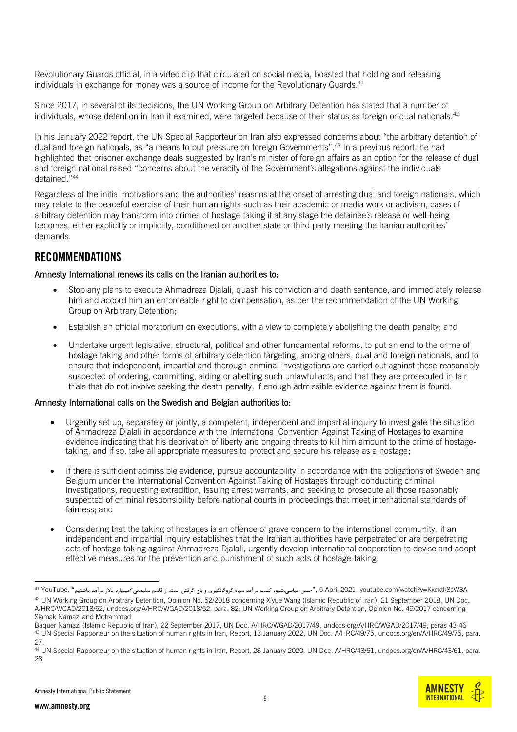Revolutionary Guards official, in a video clip that circulated on social media, boasted that holding and releasing individuals in exchange for money was a source of income for the Revolutionary Guards.[41]

Since 2017, in several of its decisions, the UN Working Group on Arbitrary Detention has stated that a number of individuals, whose detention in Iran it examined, were targeted because of their status as foreign or dual nationals.[42]

In his January 2022 report, the UN Special Rapporteur on Iran also expressed concerns about "the arbitrary detention of dual and foreign nationals, as "a means to put pressure on foreign Governments".[43] In a previous report, he had highlighted that prisoner exchange deals suggested by Iran's minister of foreign affairs as an option for the release of dual and foreign national raised "concerns about the veracity of the Government's allegations against the individuals detained."[44]

Regardless of the initial motivations and the authorities' reasons at the onset of arresting dual and foreign nationals, which may relate to the peaceful exercise of their human rights such as their academic or media work or activism, cases of arbitrary detention may transform into crimes of hostage-taking if at any stage the detainee's release or well-being becomes, either explicitly or implicitly, conditioned on another state or third party meeting the Iranian authorities' demands.

## RECOMMENDATIONS

**Amnesty International renews its calls on the Iranian authorities to:**

- Stop any plans to execute Ahmadreza Djalali, quash his conviction and death sentence, and immediately release him and accord him an enforceable right to compensation, as per the recommendation of the UN Working Group on Arbitrary Detention;
- Establish an official moratorium on executions, with a view to completely abolishing the death penalty; and
- Undertake urgent legislative, structural, political and other fundamental reforms, to put an end to the crime of hostage-taking and other forms of arbitrary detention targeting, among others, dual and foreign nationals, and to ensure that independent, impartial and thorough criminal investigations are carried out against those reasonably suspected of ordering, committing, aiding or abetting such unlawful acts, and that they are prosecuted in fair trials that do not involve seeking the death penalty, if enough admissible evidence against them is found.

**Amnesty International calls on the Swedish and Belgian authorities to:**

- Urgently set up, separately or jointly, a competent, independent and impartial inquiry to investigate the situation of Ahmadreza Djalali in accordance with the International Convention Against Taking of Hostages to examine evidence indicating that his deprivation of liberty and ongoing threats to kill him amount to the crime of hostage-taking, and if so, take all appropriate measures to protect and secure his release as a hostage;
- If there is sufficient admissible evidence, pursue accountability in accordance with the obligations of Sweden and Belgium under the International Convention Against Taking of Hostages through conducting criminal investigations, requesting extradition, issuing arrest warrants, and seeking to prosecute all those reasonably suspected of criminal responsibility before national courts in proceedings that meet international standards of fairness; and
- Considering that the taking of hostages is an offence of grave concern to the international community, if an independent and impartial inquiry establishes that the Iranian authorities have perpetrated or are perpetrating acts of hostage-taking against Ahmadreza Djalali, urgently develop international cooperation to devise and adopt effective measures for the prevention and punishment of such acts of hostage-taking.

---

[41] YouTube, "حسن عباسی:شیوه کسب درآمد سپاه گروگانگیری و باج گرفتن است.از قاسم سلیمانی۳میلیارد دلار درآمد داشتیم", 5 April 2021, youtube.com/watch?v=Kxextk8sW3A

[42] UN Working Group on Arbitrary Detention, Opinion No. 52/2018 concerning Xiyue Wang (Islamic Republic of Iran), 21 September 2018, UN Doc. A/HRC/WGAD/2018/52, undocs.org/A/HRC/WGAD/2018/52, para. 82; UN Working Group on Arbitrary Detention, Opinion No. 49/2017 concerning Siamak Namazi and Mohammed Baquer Namazi (Islamic Republic of Iran), 22 September 2017, UN Doc. A/HRC/WGAD/2017/49, undocs.org/A/HRC/WGAD/2017/49, paras 43-46

[43] UN Special Rapporteur on the situation of human rights in Iran, Report, 13 January 2022, UN Doc. A/HRC/49/75, undocs.org/en/A/HRC/49/75, para. 27.

[44] UN Special Rapporteur on the situation of human rights in Iran, Report, 28 January 2020, UN Doc. A/HRC/43/61, undocs.org/en/A/HRC/43/61, para. 28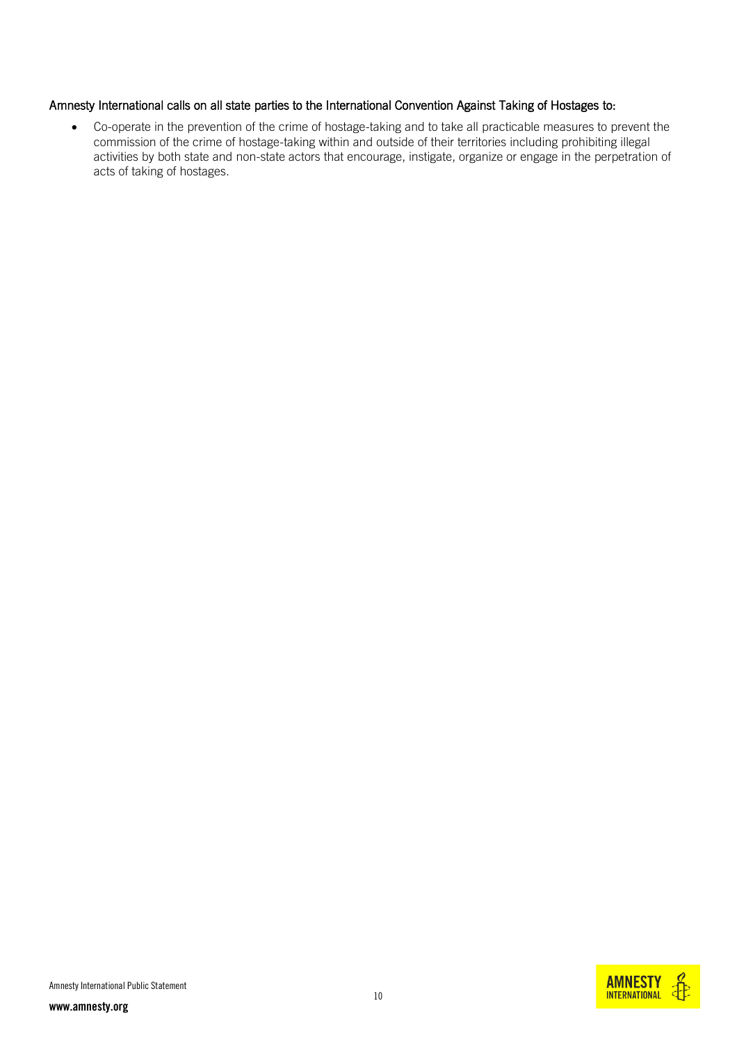**Amnesty International calls on all state parties to the International Convention Against Taking of Hostages to:**

- Co-operate in the prevention of the crime of hostage-taking and to take all practicable measures to prevent the commission of the crime of hostage-taking within and outside of their territories including prohibiting illegal activities by both state and non-state actors that encourage, instigate, organize or engage in the perpetration of acts of taking of hostages.